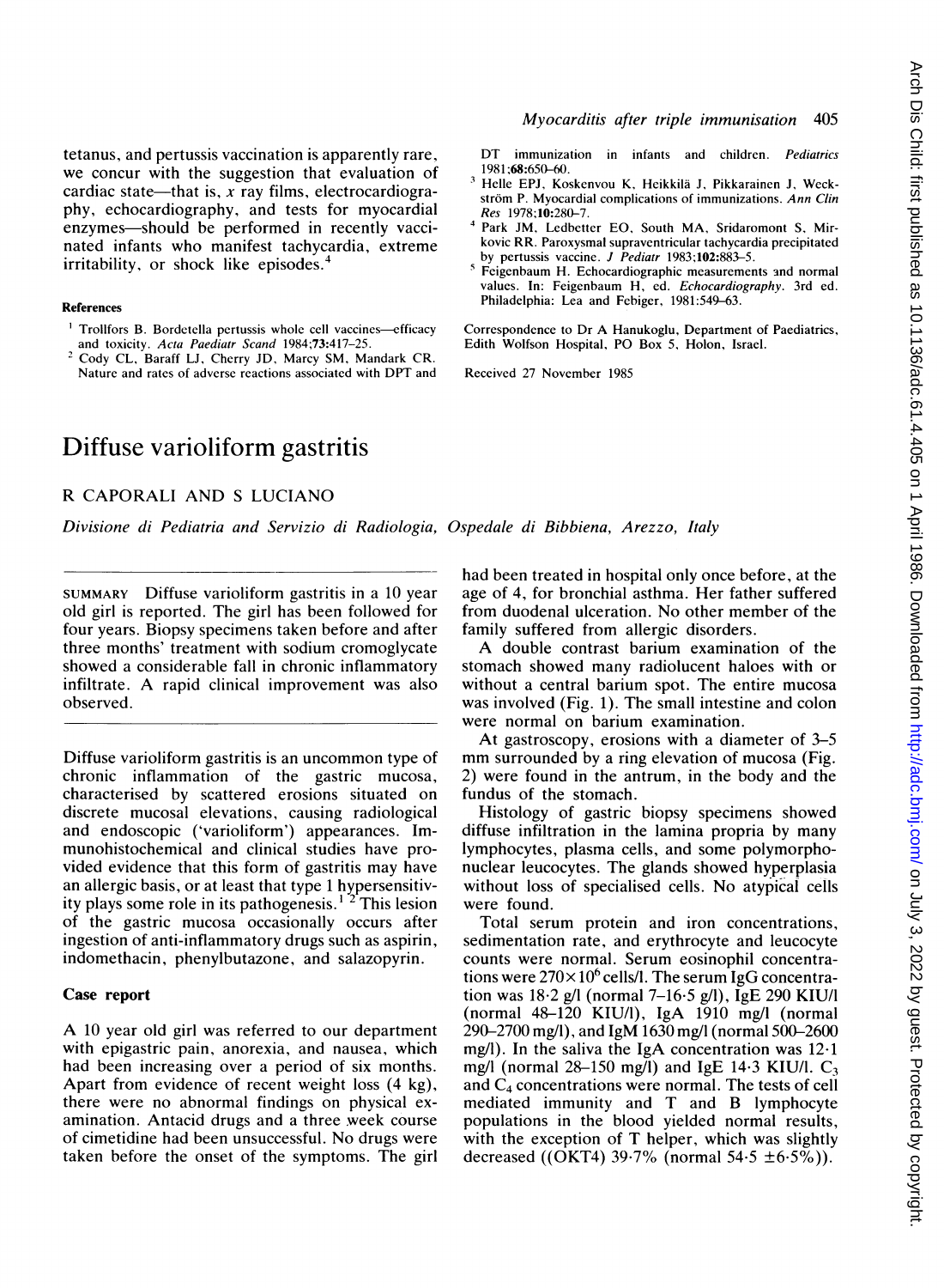tetanus, and pertussis vaccination is apparently rare, we concur with the suggestion that evaluation of cardiac state—that is, x ray films, electrocardiography, echocardiography, and tests for myocardial enzymes—should be performed in recently vaccinated infants who manifest tachycardia, extreme irritability, or shock like episodes.[4]

#### References

[1] Trollfors B. Bordetella pertussis whole cell vaccines—efficacy and toxicity. *Acta Paediatr Scand* 1984;**73**:417–25.

[2] Cody CL, Baraff LJ, Cherry JD, Marcy SM, Mandark CR. Nature and rates of adverse reactions associated with DPT and DT immunization in infants and children. *Pediatrics* 1981;**68**:650–60.

[3] Helle EPJ, Koskenvou K, Heikkilä J, Pikkarainen J, Weckström P. Myocardial complications of immunizations. *Ann Clin Res* 1978;**10**:280–7.

[4] Park JM, Ledbetter EO, South MA, Sridaromont S, Mirkovic RR. Paroxysmal supraventricular tachycardia precipitated by pertussis vaccine. *J Pediatr* 1983;**102**:883–5.

[5] Feigenbaum H. Echocardiographic measurements and normal values. In: Feigenbaum H, ed. *Echocardiography*. 3rd ed. Philadelphia: Lea and Febiger, 1981:549–63.

Correspondence to Dr A Hanukoglu, Department of Paediatrics, Edith Wolfson Hospital, PO Box 5, Holon, Israel.

Received 27 November 1985

# Diffuse varioliform gastritis

R CAPORALI AND S LUCIANO

*Divisione di Pediatria and Servizio di Radiologia, Ospedale di Bibbiena, Arezzo, Italy*

SUMMARY Diffuse varioliform gastritis in a 10 year old girl is reported. The girl has been followed for four years. Biopsy specimens taken before and after three months' treatment with sodium cromoglycate showed a considerable fall in chronic inflammatory infiltrate. A rapid clinical improvement was also observed.

Diffuse varioliform gastritis is an uncommon type of chronic inflammation of the gastric mucosa, characterised by scattered erosions situated on discrete mucosal elevations, causing radiological and endoscopic ('varioliform') appearances. Immunohistochemical and clinical studies have provided evidence that this form of gastritis may have an allergic basis, or at least that type 1 hypersensitivity plays some role in its pathogenesis.[1,2] This lesion of the gastric mucosa occasionally occurs after ingestion of anti-inflammatory drugs such as aspirin, indomethacin, phenylbutazone, and salazopyrin.

## Case report

A 10 year old girl was referred to our department with epigastric pain, anorexia, and nausea, which had been increasing over a period of six months. Apart from evidence of recent weight loss (4 kg), there were no abnormal findings on physical examination. Antacid drugs and a three week course of cimetidine had been unsuccessful. No drugs were taken before the onset of the symptoms. The girl had been treated in hospital only once before, at the age of 4, for bronchial asthma. Her father suffered from duodenal ulceration. No other member of the family suffered from allergic disorders.

A double contrast barium examination of the stomach showed many radiolucent haloes with or without a central barium spot. The entire mucosa was involved (Fig. 1). The small intestine and colon were normal on barium examination.

At gastroscopy, erosions with a diameter of 3–5 mm surrounded by a ring elevation of mucosa (Fig. 2) were found in the antrum, in the body and the fundus of the stomach.

Histology of gastric biopsy specimens showed diffuse infiltration in the lamina propria by many lymphocytes, plasma cells, and some polymorphonuclear leucocytes. The glands showed hyperplasia without loss of specialised cells. No atypical cells were found.

Total serum protein and iron concentrations, sedimentation rate, and erythrocyte and leucocyte counts were normal. Serum eosinophil concentrations were $270\times10^6$ cells/l. The serum IgG concentration was 18·2 g/l (normal 7–16·5 g/l), IgE 290 KIU/l (normal 48–120 KIU/l), IgA 1910 mg/l (normal 290–2700 mg/l), and IgM 1630 mg/l (normal 500–2600 mg/l). In the saliva the IgA concentration was 12·1 mg/l (normal 28–150 mg/l) and IgE 14·3 KIU/l. $C_3$ and $C_4$ concentrations were normal. The tests of cell mediated immunity and T and B lymphocyte populations in the blood yielded normal results, with the exception of T helper, which was slightly decreased ((OKT4) 39·7% (normal 54·5 ±6·5%)).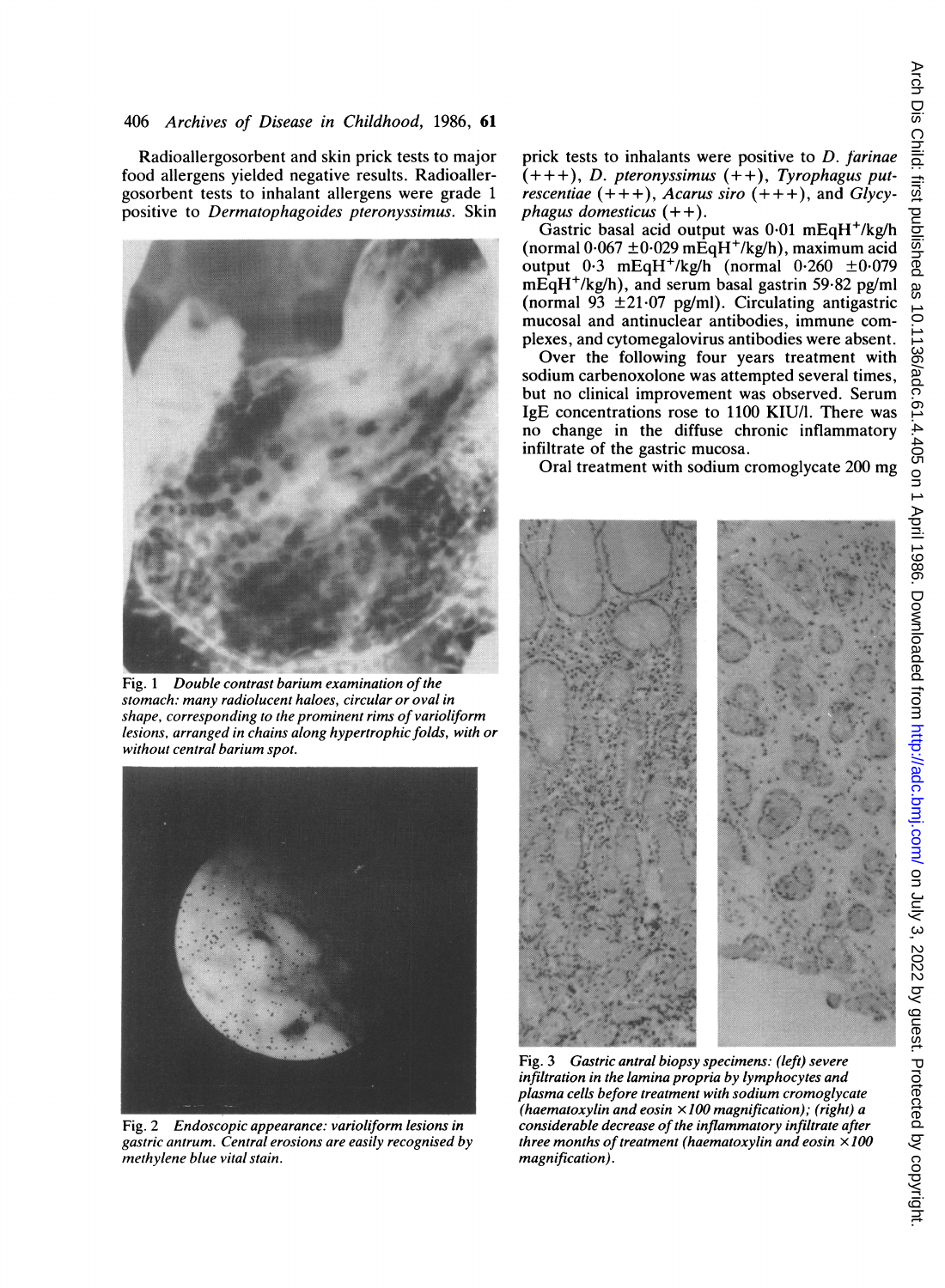Radioallergosorbent and skin prick tests to major food allergens yielded negative results. Radioallergosorbent tests to inhalant allergens were grade 1 positive to *Dermatophagoides pteronyssimus*. Skin prick tests to inhalants were positive to *D. farinae* (+++), *D. pteronyssimus* (++), *Tyrophagus putrescentiae* (+++), *Acarus siro* (+++), and *Glycyphagus domesticus* (++).

Fig. 1 *Double contrast barium examination of the stomach: many radiolucent haloes, circular or oval in shape, corresponding to the prominent rims of varioliform lesions, arranged in chains along hypertrophic folds, with or without central barium spot.*

Fig. 2 *Endoscopic appearance: varioliform lesions in gastric antrum. Central erosions are easily recognised by methylene blue vital stain.*

Gastric basal acid output was 0·01 $mEqH^+/kg/h$ (normal 0·067 ±0·029 $mEqH^+/kg/h$), maximum acid output 0·3 $mEqH^+/kg/h$ (normal 0·260 ±0·079 $mEqH^+/kg/h$), and serum basal gastrin 59·82 pg/ml (normal 93 ±21·07 pg/ml). Circulating antigastric mucosal and antinuclear antibodies, immune complexes, and cytomegalovirus antibodies were absent.

Over the following four years treatment with sodium carbenoxolone was attempted several times, but no clinical improvement was observed. Serum IgE concentrations rose to 1100 KIU/l. There was no change in the diffuse chronic inflammatory infiltrate of the gastric mucosa.

Oral treatment with sodium cromoglycate 200 mg

Fig. 3 *Gastric antral biopsy specimens: (left) severe infiltration in the lamina propria by lymphocytes and plasma cells before treatment with sodium cromoglycate (haematoxylin and eosin ×100 magnification); (right) a considerable decrease of the inflammatory infiltrate after three months of treatment (haematoxylin and eosin ×100 magnification).*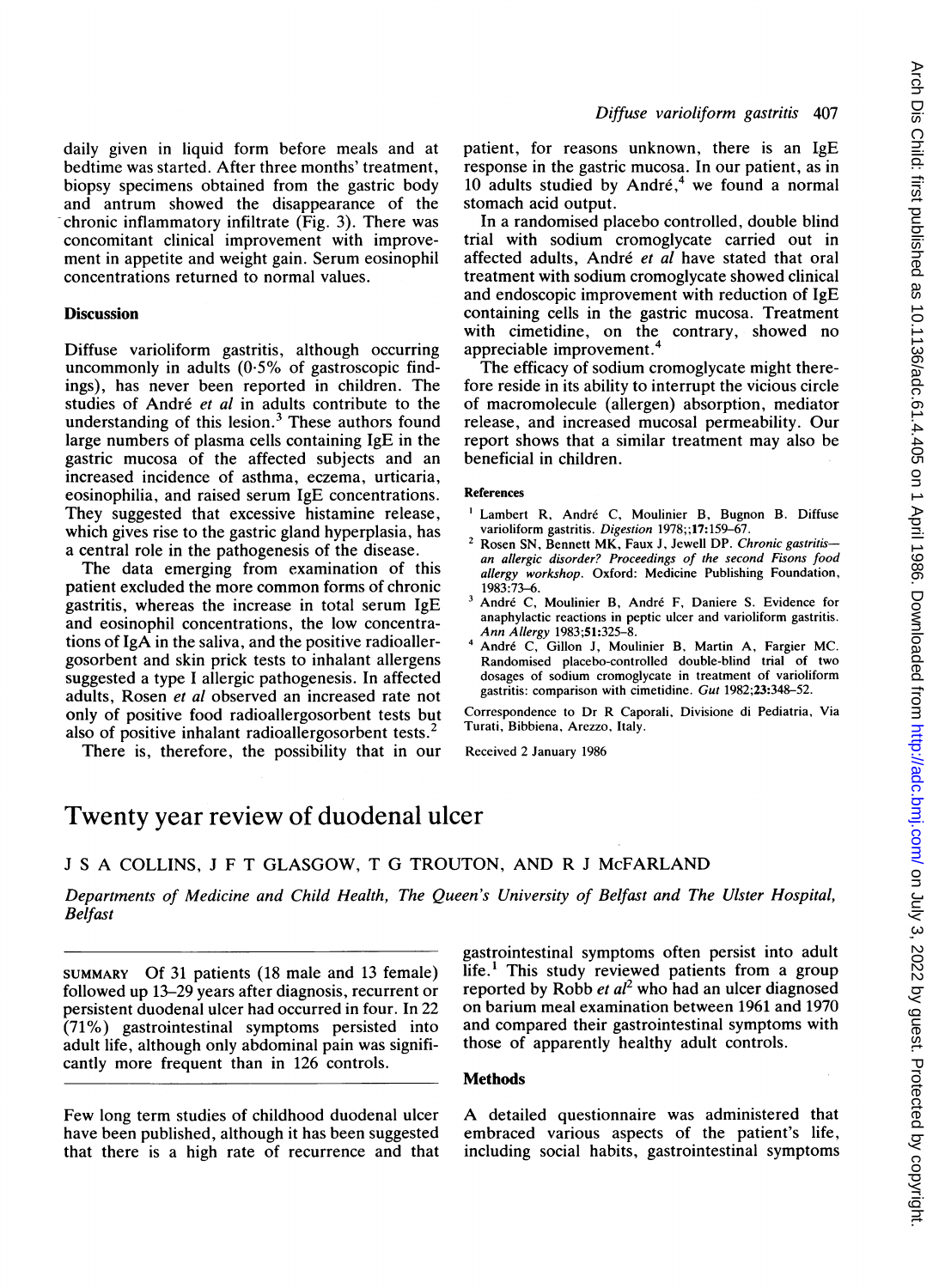daily given in liquid form before meals and at bedtime was started. After three months' treatment, biopsy specimens obtained from the gastric body and antrum showed the disappearance of the chronic inflammatory infiltrate (Fig. 3). There was concomitant clinical improvement with improvement in appetite and weight gain. Serum eosinophil concentrations returned to normal values.

## Discussion

Diffuse varioliform gastritis, although occurring uncommonly in adults (0·5% of gastroscopic findings), has never been reported in children. The studies of André *et al* in adults contribute to the understanding of this lesion.[3] These authors found large numbers of plasma cells containing IgE in the gastric mucosa of the affected subjects and an increased incidence of asthma, eczema, urticaria, eosinophilia, and raised serum IgE concentrations. They suggested that excessive histamine release, which gives rise to the gastric gland hyperplasia, has a central role in the pathogenesis of the disease.

The data emerging from examination of this patient excluded the more common forms of chronic gastritis, whereas the increase in total serum IgE and eosinophil concentrations, the low concentrations of IgA in the saliva, and the positive radioallergosorbent and skin prick tests to inhalant allergens suggested a type I allergic pathogenesis. In affected adults, Rosen *et al* observed an increased rate not only of positive food radioallergosorbent tests but also of positive inhalant radioallergosorbent tests.[2]

There is, therefore, the possibility that in our patient, for reasons unknown, there is an IgE response in the gastric mucosa. In our patient, as in 10 adults studied by André,[4] we found a normal stomach acid output.

In a randomised placebo controlled, double blind trial with sodium cromoglycate carried out in affected adults, André *et al* have stated that oral treatment with sodium cromoglycate showed clinical and endoscopic improvement with reduction of IgE containing cells in the gastric mucosa. Treatment with cimetidine, on the contrary, showed no appreciable improvement.[4]

The efficacy of sodium cromoglycate might therefore reside in its ability to interrupt the vicious circle of macromolecule (allergen) absorption, mediator release, and increased mucosal permeability. Our report shows that a similar treatment may also be beneficial in children.

### References

1. Lambert R, André C, Moulinier B, Bugnon B. Diffuse varioliform gastritis. *Digestion* 1978;;**17**:159–67.
2. Rosen SN, Bennett MK, Faux J, Jewell DP. *Chronic gastritis—an allergic disorder? Proceedings of the second Fisons food allergy workshop.* Oxford: Medicine Publishing Foundation, 1983:73–6.
3. André C, Moulinier B, André F, Daniere S. Evidence for anaphylactic reactions in peptic ulcer and varioliform gastritis. *Ann Allergy* 1983;**51**:325–8.
4. André C, Gillon J, Moulinier B, Martin A, Fargier MC. Randomised placebo-controlled double-blind trial of two dosages of sodium cromoglycate in treatment of varioliform gastritis: comparison with cimetidine. *Gut* 1982;**23**:348–52.

Correspondence to Dr R Caporali, Divisione di Pediatria, Via Turati, Bibbiena, Arezzo, Italy.

Received 2 January 1986

# Twenty year review of duodenal ulcer

J S A COLLINS, J F T GLASGOW, T G TROUTON, AND R J McFARLAND

*Departments of Medicine and Child Health, The Queen's University of Belfast and The Ulster Hospital, Belfast*

SUMMARY Of 31 patients (18 male and 13 female) followed up 13–29 years after diagnosis, recurrent or persistent duodenal ulcer had occurred in four. In 22 (71%) gastrointestinal symptoms persisted into adult life, although only abdominal pain was significantly more frequent than in 126 controls.

Few long term studies of childhood duodenal ulcer have been published, although it has been suggested that there is a high rate of recurrence and that gastrointestinal symptoms often persist into adult life.[1] This study reviewed patients from a group reported by Robb *et al*[2] who had an ulcer diagnosed on barium meal examination between 1961 and 1970 and compared their gastrointestinal symptoms with those of apparently healthy adult controls.

## Methods

A detailed questionnaire was administered that embraced various aspects of the patient's life, including social habits, gastrointestinal symptoms